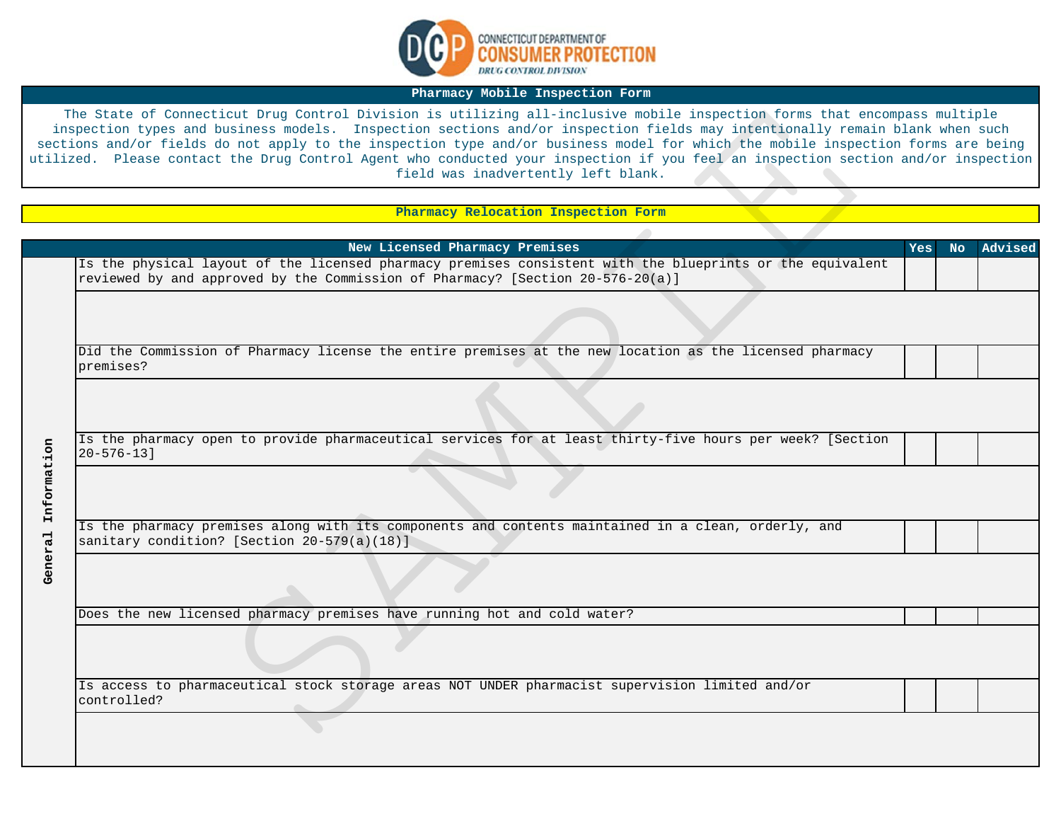# Pharmacy Mobile Inspection Form

The State of Connecticut Drug Control Division is utilizing all-inclusive mobile inspection forms that encompass multiple inspection types and business models. Inspection sections and/or inspection fields may intentionally remain blank when such sections and/or fields do not apply to the inspection type and/or business model for which the mobile inspection forms are being utilized. Please contact the Drug Control Agent who conducted your inspection if you feel an inspection section and/or inspection field was inadvertently left blank.

## Pharmacy Relocation Inspection Form

| | New Licensed Pharmacy Premises | Yes | No | Advised |
|---|---|---|---|---|
| General Information | Is the physical layout of the licensed pharmacy premises consistent with the blueprints or the equivalent reviewed by and approved by the Commission of Pharmacy? [Section 20-576-20(a)] | | | |
| | | | | |
| | Did the Commission of Pharmacy license the entire premises at the new location as the licensed pharmacy premises? | | | |
| | | | | |
| | Is the pharmacy open to provide pharmaceutical services for at least thirty-five hours per week? [Section 20-576-13] | | | |
| | | | | |
| | Is the pharmacy premises along with its components and contents maintained in a clean, orderly, and sanitary condition? [Section 20-579(a)(18)] | | | |
| | | | | |
| | Does the new licensed pharmacy premises have running hot and cold water? | | | |
| | | | | |
| | Is access to pharmaceutical stock storage areas NOT UNDER pharmacist supervision limited and/or controlled? | | | |
| | | | | |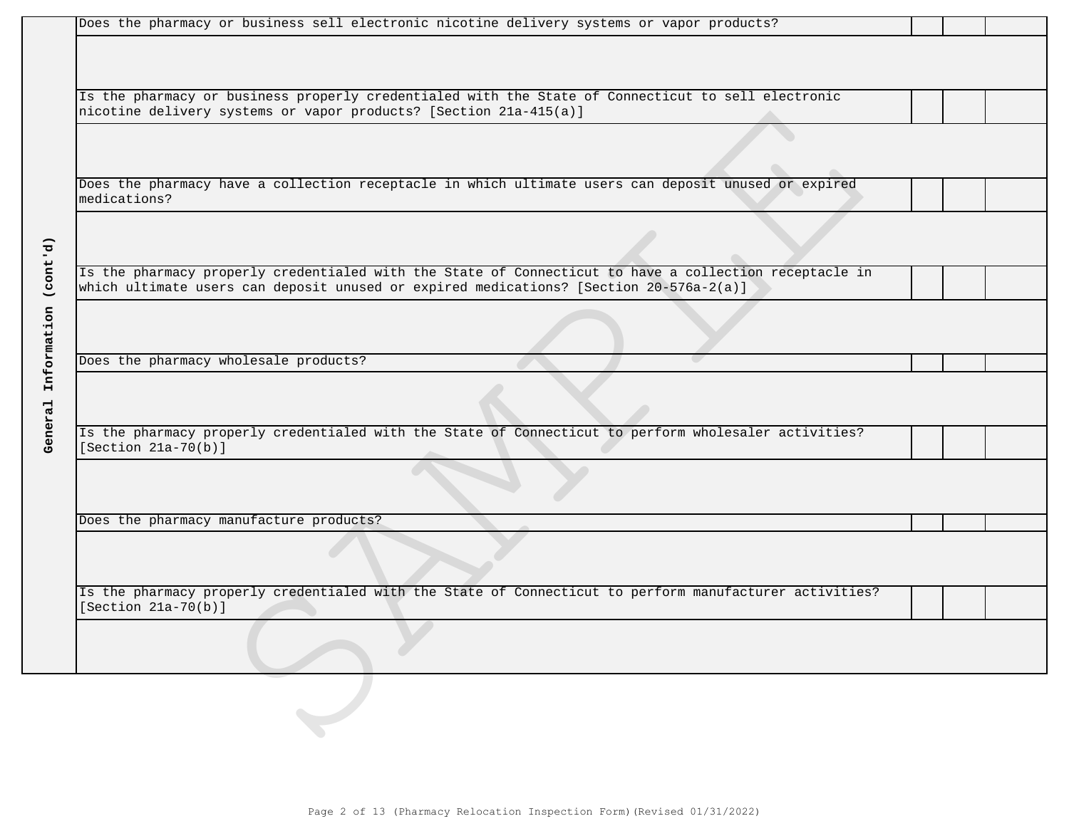**General Information (cont'd)**

| Question | | | |
|---|---|---|---|
| Does the pharmacy or business sell electronic nicotine delivery systems or vapor products? | | | |
| | | | |
| Is the pharmacy or business properly credentialed with the State of Connecticut to sell electronic nicotine delivery systems or vapor products? [Section 21a-415(a)] | | | |
| | | | |
| Does the pharmacy have a collection receptacle in which ultimate users can deposit unused or expired medications? | | | |
| | | | |
| Is the pharmacy properly credentialed with the State of Connecticut to have a collection receptacle in which ultimate users can deposit unused or expired medications? [Section 20-576a-2(a)] | | | |
| | | | |
| Does the pharmacy wholesale products? | | | |
| | | | |
| Is the pharmacy properly credentialed with the State of Connecticut to perform wholesaler activities? [Section 21a-70(b)] | | | |
| | | | |
| Does the pharmacy manufacture products? | | | |
| | | | |
| Is the pharmacy properly credentialed with the State of Connecticut to perform manufacturer activities? [Section 21a-70(b)] | | | |
| | | | |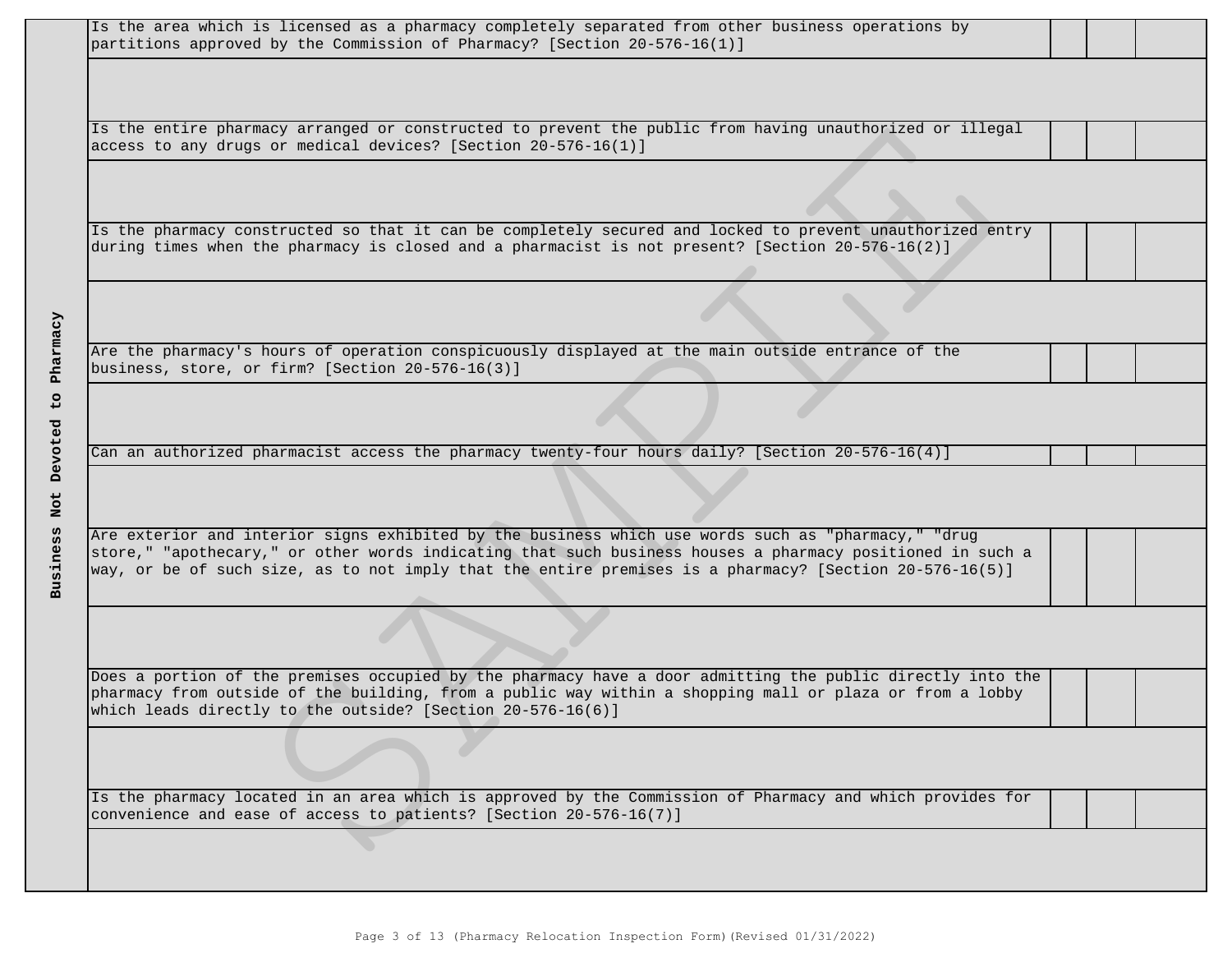| Business Not Devoted to Pharmacy | | | | |
|---|---|---|---|---|
| | Is the area which is licensed as a pharmacy completely separated from other business operations by partitions approved by the Commission of Pharmacy? [Section 20-576-16(1)] | | | |
| | | | | |
| | Is the entire pharmacy arranged or constructed to prevent the public from having unauthorized or illegal access to any drugs or medical devices? [Section 20-576-16(1)] | | | |
| | | | | |
| | Is the pharmacy constructed so that it can be completely secured and locked to prevent unauthorized entry during times when the pharmacy is closed and a pharmacist is not present? [Section 20-576-16(2)] | | | |
| | | | | |
| | Are the pharmacy's hours of operation conspicuously displayed at the main outside entrance of the business, store, or firm? [Section 20-576-16(3)] | | | |
| | | | | |
| | Can an authorized pharmacist access the pharmacy twenty-four hours daily? [Section 20-576-16(4)] | | | |
| | | | | |
| | Are exterior and interior signs exhibited by the business which use words such as "pharmacy," "drug store," "apothecary," or other words indicating that such business houses a pharmacy positioned in such a way, or be of such size, as to not imply that the entire premises is a pharmacy? [Section 20-576-16(5)] | | | |
| | | | | |
| | Does a portion of the premises occupied by the pharmacy have a door admitting the public directly into the pharmacy from outside of the building, from a public way within a shopping mall or plaza or from a lobby which leads directly to the outside? [Section 20-576-16(6)] | | | |
| | | | | |
| | Is the pharmacy located in an area which is approved by the Commission of Pharmacy and which provides for convenience and ease of access to patients? [Section 20-576-16(7)] | | | |
| | | | | |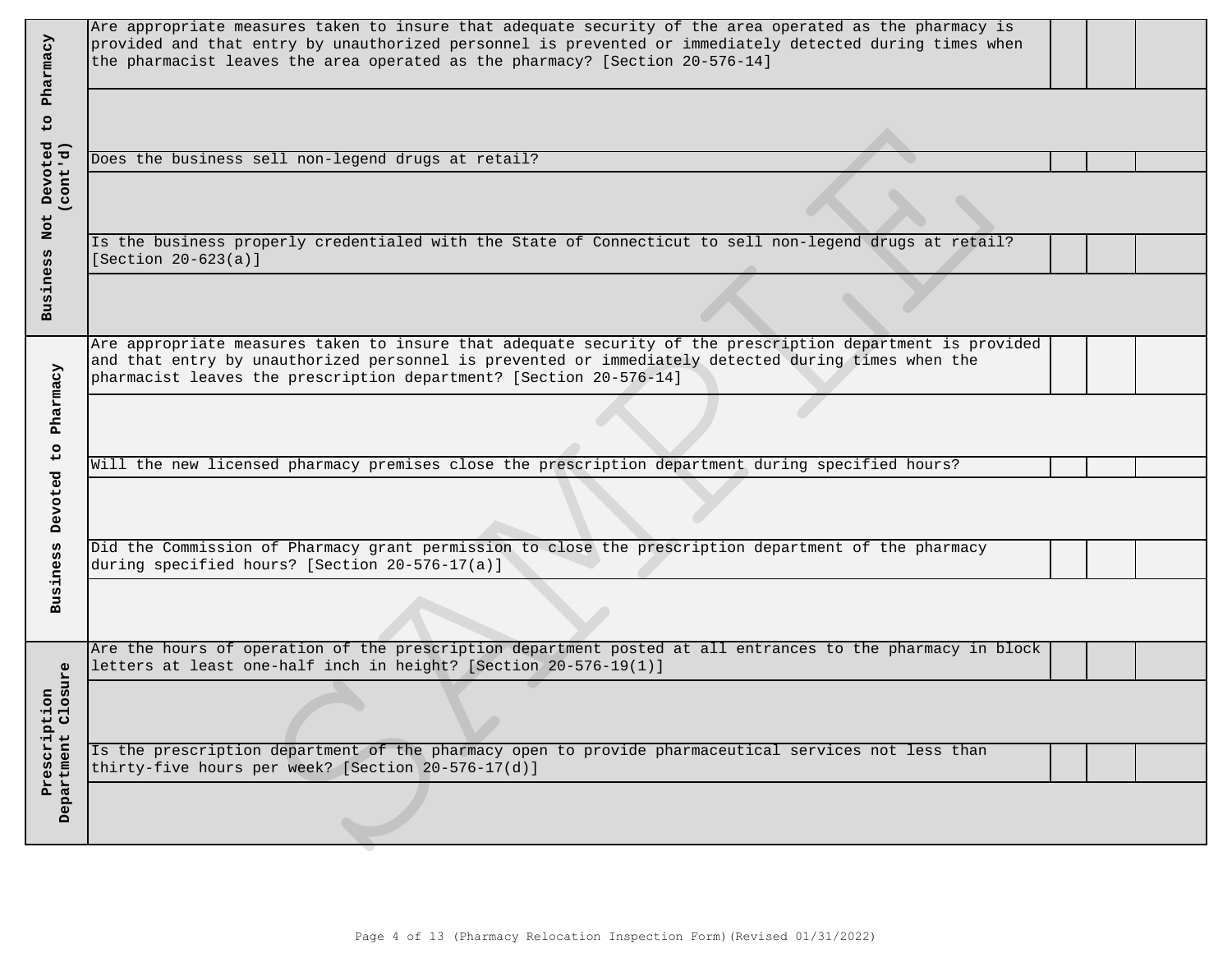| Section | Question | | | |
|---|---|---|---|---|
| Business Not Devoted to Pharmacy (cont'd) | Are appropriate measures taken to insure that adequate security of the area operated as the pharmacy is provided and that entry by unauthorized personnel is prevented or immediately detected during times when the pharmacist leaves the area operated as the pharmacy? [Section 20-576-14] | | | |
| | | | | |
| | Does the business sell non-legend drugs at retail? | | | |
| | | | | |
| | Is the business properly credentialed with the State of Connecticut to sell non-legend drugs at retail? [Section 20-623(a)] | | | |
| | | | | |
| Business Devoted to Pharmacy | Are appropriate measures taken to insure that adequate security of the prescription department is provided and that entry by unauthorized personnel is prevented or immediately detected during times when the pharmacist leaves the prescription department? [Section 20-576-14] | | | |
| | | | | |
| | Will the new licensed pharmacy premises close the prescription department during specified hours? | | | |
| | | | | |
| | Did the Commission of Pharmacy grant permission to close the prescription department of the pharmacy during specified hours? [Section 20-576-17(a)] | | | |
| | | | | |
| Prescription Department Closure | Are the hours of operation of the prescription department posted at all entrances to the pharmacy in block letters at least one-half inch in height? [Section 20-576-19(1)] | | | |
| | | | | |
| | Is the prescription department of the pharmacy open to provide pharmaceutical services not less than thirty-five hours per week? [Section 20-576-17(d)] | | | |
| | | | | |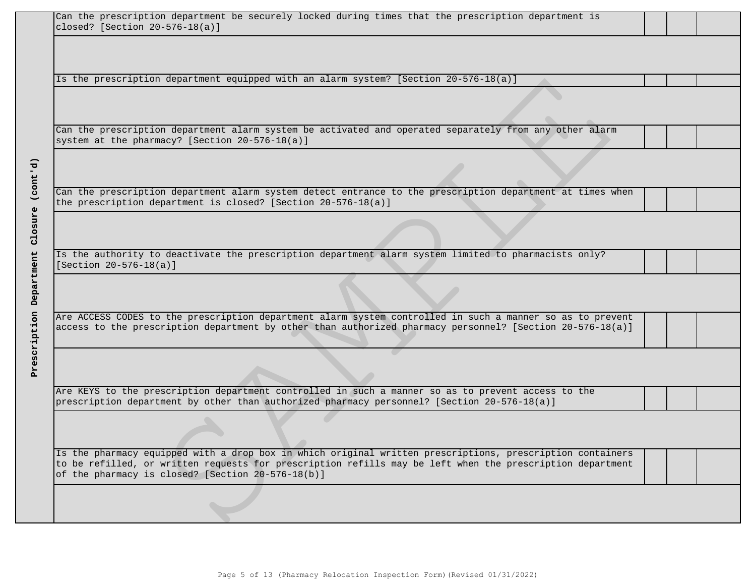| Prescription Department Closure (cont'd) | | | | |
|---|---|---|---|---|
| | Can the prescription department be securely locked during times that the prescription department is closed? [Section 20-576-18(a)] | | | |
| | | | | |
| | Is the prescription department equipped with an alarm system? [Section 20-576-18(a)] | | | |
| | | | | |
| | Can the prescription department alarm system be activated and operated separately from any other alarm system at the pharmacy? [Section 20-576-18(a)] | | | |
| | | | | |
| | Can the prescription department alarm system detect entrance to the prescription department at times when the prescription department is closed? [Section 20-576-18(a)] | | | |
| | | | | |
| | Is the authority to deactivate the prescription department alarm system limited to pharmacists only? [Section 20-576-18(a)] | | | |
| | | | | |
| | Are ACCESS CODES to the prescription department alarm system controlled in such a manner so as to prevent access to the prescription department by other than authorized pharmacy personnel? [Section 20-576-18(a)] | | | |
| | | | | |
| | Are KEYS to the prescription department controlled in such a manner so as to prevent access to the prescription department by other than authorized pharmacy personnel? [Section 20-576-18(a)] | | | |
| | | | | |
| | Is the pharmacy equipped with a drop box in which original written prescriptions, prescription containers to be refilled, or written requests for prescription refills may be left when the prescription department of the pharmacy is closed? [Section 20-576-18(b)] | | | |
| | | | | |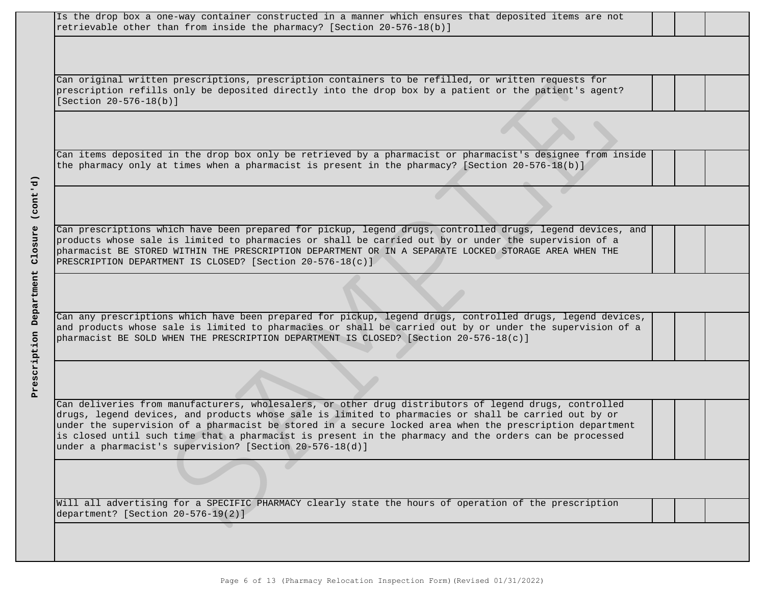| Prescription Department Closure (cont'd) | | | | |
|---|---|---|---|---|
| | Is the drop box a one-way container constructed in a manner which ensures that deposited items are not retrievable other than from inside the pharmacy? [Section 20-576-18(b)] | | | |
| | | | | |
| | Can original written prescriptions, prescription containers to be refilled, or written requests for prescription refills only be deposited directly into the drop box by a patient or the patient's agent? [Section 20-576-18(b)] | | | |
| | | | | |
| | Can items deposited in the drop box only be retrieved by a pharmacist or pharmacist's designee from inside the pharmacy only at times when a pharmacist is present in the pharmacy? [Section 20-576-18(b)] | | | |
| | | | | |
| | Can prescriptions which have been prepared for pickup, legend drugs, controlled drugs, legend devices, and products whose sale is limited to pharmacies or shall be carried out by or under the supervision of a pharmacist BE STORED WITHIN THE PRESCRIPTION DEPARTMENT OR IN A SEPARATE LOCKED STORAGE AREA WHEN THE PRESCRIPTION DEPARTMENT IS CLOSED? [Section 20-576-18(c)] | | | |
| | | | | |
| | Can any prescriptions which have been prepared for pickup, legend drugs, controlled drugs, legend devices, and products whose sale is limited to pharmacies or shall be carried out by or under the supervision of a pharmacist BE SOLD WHEN THE PRESCRIPTION DEPARTMENT IS CLOSED? [Section 20-576-18(c)] | | | |
| | | | | |
| | Can deliveries from manufacturers, wholesalers, or other drug distributors of legend drugs, controlled drugs, legend devices, and products whose sale is limited to pharmacies or shall be carried out by or under the supervision of a pharmacist be stored in a secure locked area when the prescription department is closed until such time that a pharmacist is present in the pharmacy and the orders can be processed under a pharmacist's supervision? [Section 20-576-18(d)] | | | |
| | | | | |
| | Will all advertising for a SPECIFIC PHARMACY clearly state the hours of operation of the prescription department? [Section 20-576-19(2)] | | | |
| | | | | |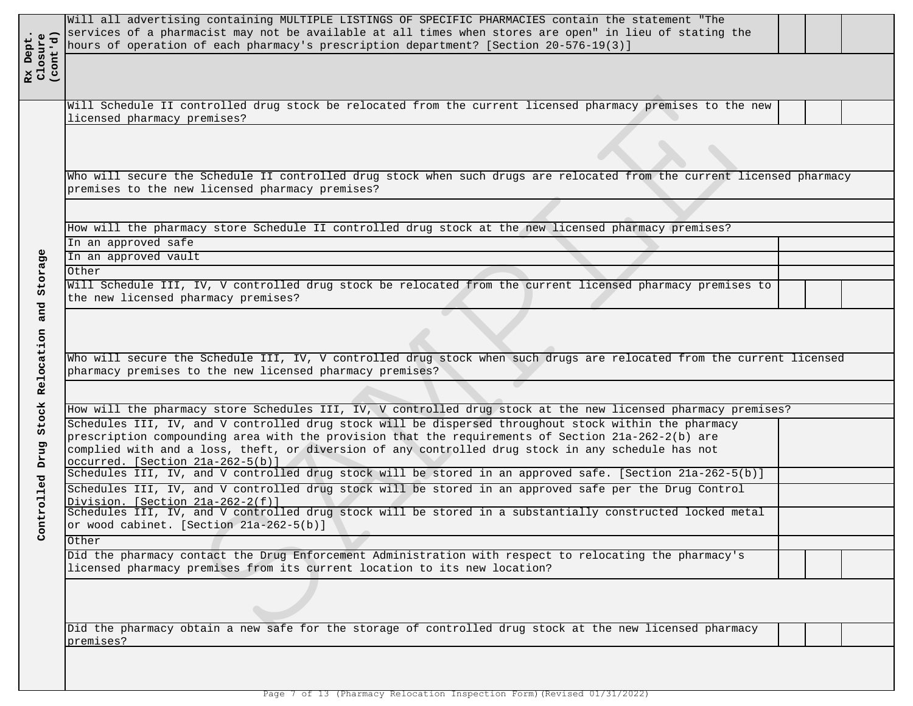| Section | Question | | | |
|---|---|---|---|---|
| Rx Dept. Closure (cont'd) | Will all advertising containing MULTIPLE LISTINGS OF SPECIFIC PHARMACIES contain the statement "The services of a pharmacist may not be available at all times when stores are open" in lieu of stating the hours of operation of each pharmacy's prescription department? [Section 20-576-19(3)] | | | |
| | | | | |
| Controlled Drug Stock Relocation and Storage | Will Schedule II controlled drug stock be relocated from the current licensed pharmacy premises to the new licensed pharmacy premises? | | | |
| | | | | |
| | Who will secure the Schedule II controlled drug stock when such drugs are relocated from the current licensed pharmacy premises to the new licensed pharmacy premises? | | | |
| | | | | |
| | How will the pharmacy store Schedule II controlled drug stock at the new licensed pharmacy premises? | | | |
| | In an approved safe | | | |
| | In an approved vault | | | |
| | Other | | | |
| | Will Schedule III, IV, V controlled drug stock be relocated from the current licensed pharmacy premises to the new licensed pharmacy premises? | | | |
| | | | | |
| | Who will secure the Schedule III, IV, V controlled drug stock when such drugs are relocated from the current licensed pharmacy premises to the new licensed pharmacy premises? | | | |
| | | | | |
| | How will the pharmacy store Schedules III, IV, V controlled drug stock at the new licensed pharmacy premises? | | | |
| | Schedules III, IV, and V controlled drug stock will be dispersed throughout stock within the pharmacy prescription compounding area with the provision that the requirements of Section 21a-262-2(b) are complied with and a loss, theft, or diversion of any controlled drug stock in any schedule has not occurred. [Section 21a-262-5(b)] | | | |
| | Schedules III, IV, and V controlled drug stock will be stored in an approved safe. [Section 21a-262-5(b)] | | | |
| | Schedules III, IV, and V controlled drug stock will be stored in an approved safe per the Drug Control Division. [Section 21a-262-2(f)] | | | |
| | Schedules III, IV, and V controlled drug stock will be stored in a substantially constructed locked metal or wood cabinet. [Section 21a-262-5(b)] | | | |
| | Other | | | |
| | Did the pharmacy contact the Drug Enforcement Administration with respect to relocating the pharmacy's licensed pharmacy premises from its current location to its new location? | | | |
| | | | | |
| | Did the pharmacy obtain a new safe for the storage of controlled drug stock at the new licensed pharmacy premises? | | | |
| | | | | |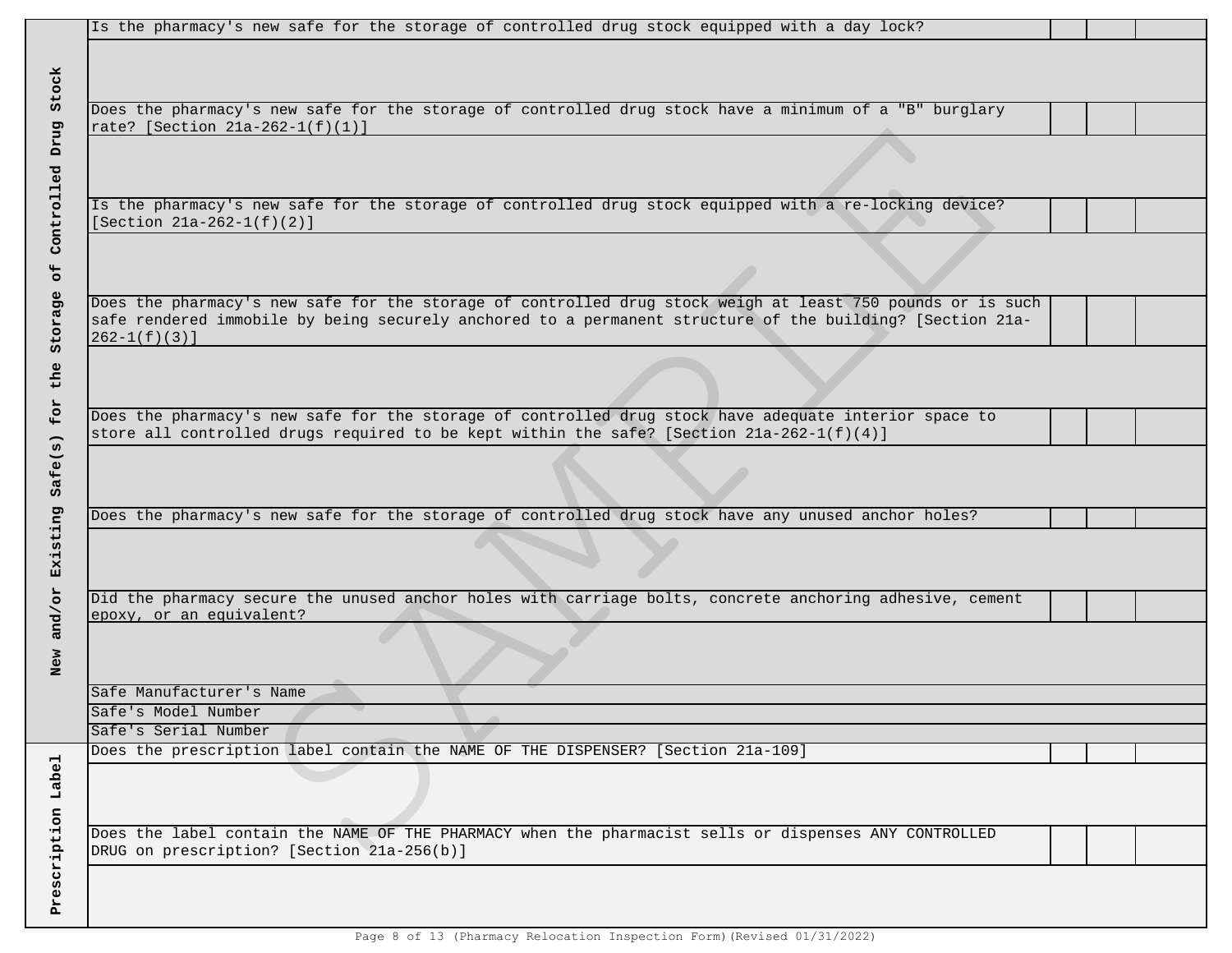| Section | Question | | | |
|---|---|---|---|---|
| New and/or Existing Safe(s) for the Storage of Controlled Drug Stock | Is the pharmacy's new safe for the storage of controlled drug stock equipped with a day lock? | | | |
| | | | | |
| | Does the pharmacy's new safe for the storage of controlled drug stock have a minimum of a "B" burglary rate? [Section 21a-262-1(f)(1)] | | | |
| | | | | |
| | Is the pharmacy's new safe for the storage of controlled drug stock equipped with a re-locking device? [Section 21a-262-1(f)(2)] | | | |
| | | | | |
| | Does the pharmacy's new safe for the storage of controlled drug stock weigh at least 750 pounds or is such safe rendered immobile by being securely anchored to a permanent structure of the building? [Section 21a-262-1(f)(3)] | | | |
| | | | | |
| | Does the pharmacy's new safe for the storage of controlled drug stock have adequate interior space to store all controlled drugs required to be kept within the safe? [Section 21a-262-1(f)(4)] | | | |
| | | | | |
| | Does the pharmacy's new safe for the storage of controlled drug stock have any unused anchor holes? | | | |
| | | | | |
| | Did the pharmacy secure the unused anchor holes with carriage bolts, concrete anchoring adhesive, cement epoxy, or an equivalent? | | | |
| | | | | |
| | Safe Manufacturer's Name | | | |
| | Safe's Model Number | | | |
| | Safe's Serial Number | | | |
| Prescription Label | Does the prescription label contain the NAME OF THE DISPENSER? [Section 21a-109] | | | |
| | | | | |
| | Does the label contain the NAME OF THE PHARMACY when the pharmacist sells or dispenses ANY CONTROLLED DRUG on prescription? [Section 21a-256(b)] | | | |
| | | | | |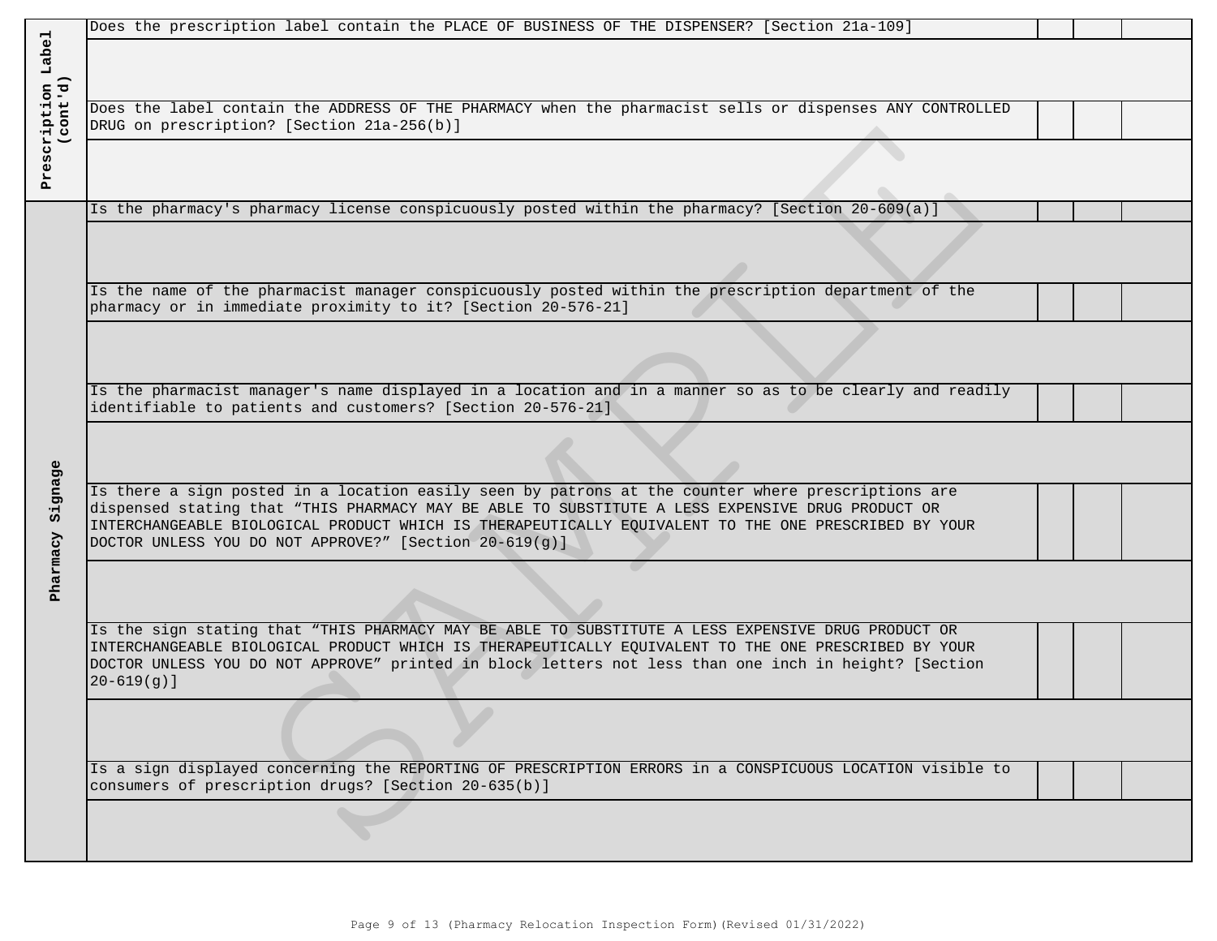| Section | Question | | | |
|---|---|---|---|---|
| Prescription Label (cont'd) | Does the prescription label contain the PLACE OF BUSINESS OF THE DISPENSER? [Section 21a-109] | | | |
| | | | | |
| | Does the label contain the ADDRESS OF THE PHARMACY when the pharmacist sells or dispenses ANY CONTROLLED DRUG on prescription? [Section 21a-256(b)] | | | |
| | | | | |
| Pharmacy Signage | Is the pharmacy's pharmacy license conspicuously posted within the pharmacy? [Section 20-609(a)] | | | |
| | | | | |
| | Is the name of the pharmacist manager conspicuously posted within the prescription department of the pharmacy or in immediate proximity to it? [Section 20-576-21] | | | |
| | | | | |
| | Is the pharmacist manager's name displayed in a location and in a manner so as to be clearly and readily identifiable to patients and customers? [Section 20-576-21] | | | |
| | | | | |
| | Is there a sign posted in a location easily seen by patrons at the counter where prescriptions are dispensed stating that "THIS PHARMACY MAY BE ABLE TO SUBSTITUTE A LESS EXPENSIVE DRUG PRODUCT OR INTERCHANGEABLE BIOLOGICAL PRODUCT WHICH IS THERAPEUTICALLY EQUIVALENT TO THE ONE PRESCRIBED BY YOUR DOCTOR UNLESS YOU DO NOT APPROVE?" [Section 20-619(g)] | | | |
| | | | | |
| | Is the sign stating that "THIS PHARMACY MAY BE ABLE TO SUBSTITUTE A LESS EXPENSIVE DRUG PRODUCT OR INTERCHANGEABLE BIOLOGICAL PRODUCT WHICH IS THERAPEUTICALLY EQUIVALENT TO THE ONE PRESCRIBED BY YOUR DOCTOR UNLESS YOU DO NOT APPROVE" printed in block letters not less than one inch in height? [Section 20-619(g)] | | | |
| | | | | |
| | Is a sign displayed concerning the REPORTING OF PRESCRIPTION ERRORS in a CONSPICUOUS LOCATION visible to consumers of prescription drugs? [Section 20-635(b)] | | | |
| | | | | |

Page 9 of 13 (Pharmacy Relocation Inspection Form)(Revised 01/31/2022)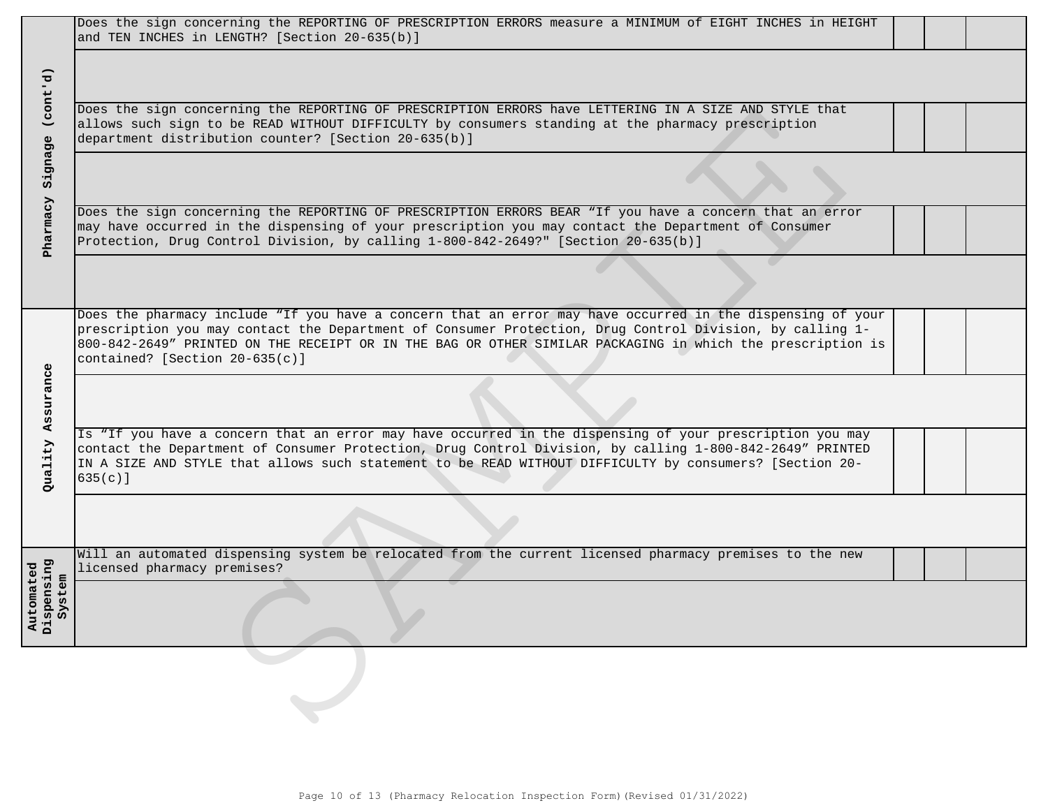| Section | Question | | | |
|---|---|---|---|---|
| Pharmacy Signage (cont'd) | Does the sign concerning the REPORTING OF PRESCRIPTION ERRORS measure a MINIMUM of EIGHT INCHES in HEIGHT and TEN INCHES in LENGTH? [Section 20-635(b)] | | | |
| | | | | |
| | Does the sign concerning the REPORTING OF PRESCRIPTION ERRORS have LETTERING IN A SIZE AND STYLE that allows such sign to be READ WITHOUT DIFFICULTY by consumers standing at the pharmacy prescription department distribution counter? [Section 20-635(b)] | | | |
| | | | | |
| | Does the sign concerning the REPORTING OF PRESCRIPTION ERRORS BEAR "If you have a concern that an error may have occurred in the dispensing of your prescription you may contact the Department of Consumer Protection, Drug Control Division, by calling 1-800-842-2649?" [Section 20-635(b)] | | | |
| | | | | |
| Quality Assurance | Does the pharmacy include "If you have a concern that an error may have occurred in the dispensing of your prescription you may contact the Department of Consumer Protection, Drug Control Division, by calling 1-800-842-2649" PRINTED ON THE RECEIPT OR IN THE BAG OR OTHER SIMILAR PACKAGING in which the prescription is contained? [Section 20-635(c)] | | | |
| | | | | |
| | Is "If you have a concern that an error may have occurred in the dispensing of your prescription you may contact the Department of Consumer Protection, Drug Control Division, by calling 1-800-842-2649" PRINTED IN A SIZE AND STYLE that allows such statement to be READ WITHOUT DIFFICULTY by consumers? [Section 20-635(c)] | | | |
| | | | | |
| Automated Dispensing System | Will an automated dispensing system be relocated from the current licensed pharmacy premises to the new licensed pharmacy premises? | | | |
| | | | | |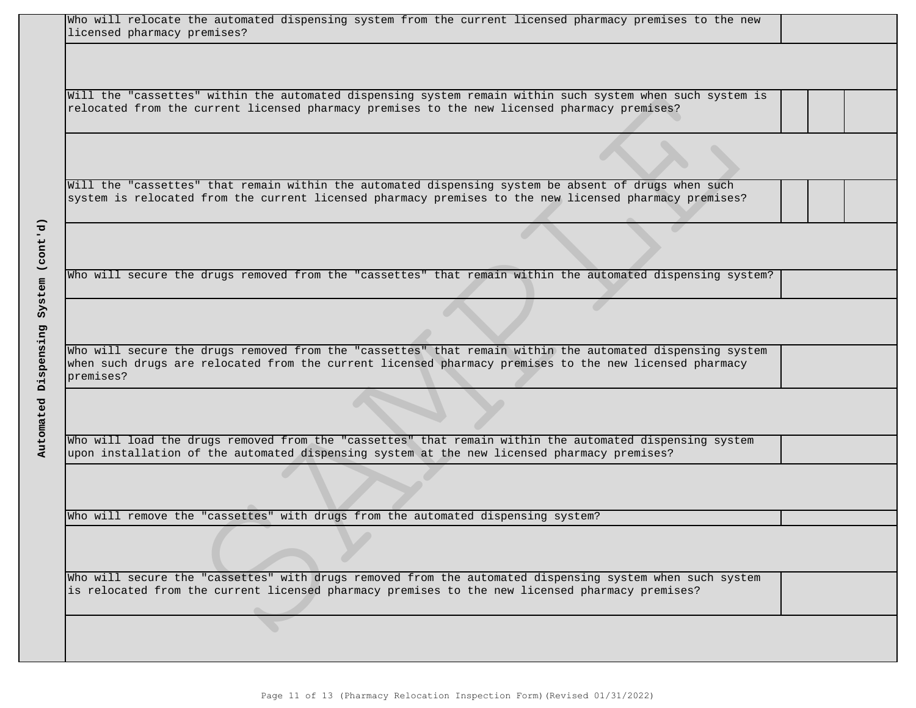## Automated Dispensing System (cont'd)

| Question | | | |
|---|---|---|---|
| Who will relocate the automated dispensing system from the current licensed pharmacy premises to the new licensed pharmacy premises? | | | |
| | | | |
| Will the "cassettes" within the automated dispensing system remain within such system when such system is relocated from the current licensed pharmacy premises to the new licensed pharmacy premises? | | | |
| | | | |
| Will the "cassettes" that remain within the automated dispensing system be absent of drugs when such system is relocated from the current licensed pharmacy premises to the new licensed pharmacy premises? | | | |
| | | | |
| Who will secure the drugs removed from the "cassettes" that remain within the automated dispensing system? | | | |
| | | | |
| Who will secure the drugs removed from the "cassettes" that remain within the automated dispensing system when such drugs are relocated from the current licensed pharmacy premises to the new licensed pharmacy premises? | | | |
| | | | |
| Who will load the drugs removed from the "cassettes" that remain within the automated dispensing system upon installation of the automated dispensing system at the new licensed pharmacy premises? | | | |
| | | | |
| Who will remove the "cassettes" with drugs from the automated dispensing system? | | | |
| | | | |
| Who will secure the "cassettes" with drugs removed from the automated dispensing system when such system is relocated from the current licensed pharmacy premises to the new licensed pharmacy premises? | | | |
| | | | |

SAMPLE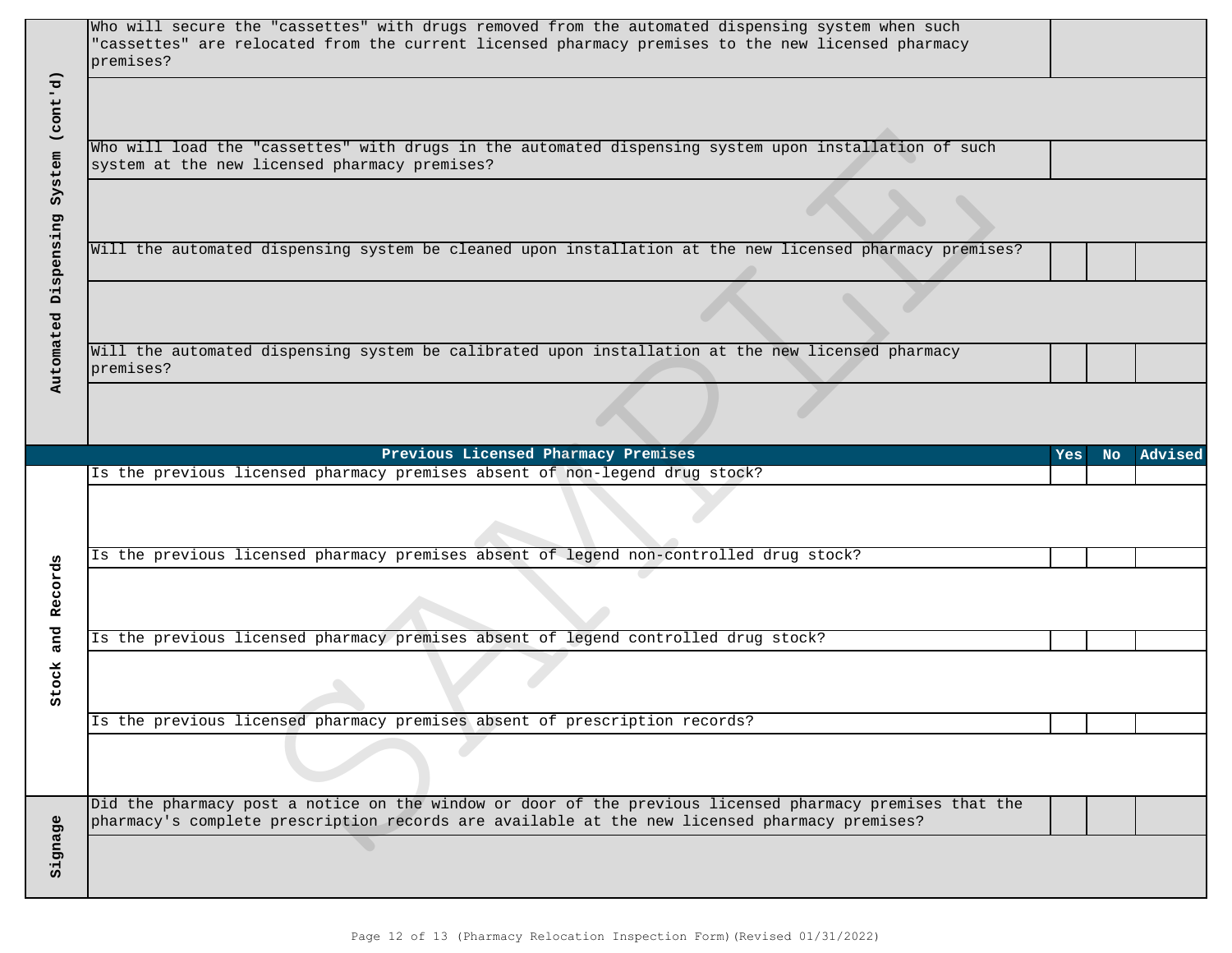| Section | Question | Yes | No | Advised |
|---|---|---|---|---|
| **Automated Dispensing System (cont'd)** | Who will secure the "cassettes" with drugs removed from the automated dispensing system when such "cassettes" are relocated from the current licensed pharmacy premises to the new licensed pharmacy premises? | | | |
| | | | | |
| | Who will load the "cassettes" with drugs in the automated dispensing system upon installation of such system at the new licensed pharmacy premises? | | | |
| | | | | |
| | Will the automated dispensing system be cleaned upon installation at the new licensed pharmacy premises? | | | |
| | | | | |
| | Will the automated dispensing system be calibrated upon installation at the new licensed pharmacy premises? | | | |
| | | | | |
| | **Previous Licensed Pharmacy Premises** | **Yes** | **No** | **Advised** |
| **Stock and Records** | Is the previous licensed pharmacy premises absent of non-legend drug stock? | | | |
| | | | | |
| | Is the previous licensed pharmacy premises absent of legend non-controlled drug stock? | | | |
| | | | | |
| | Is the previous licensed pharmacy premises absent of legend controlled drug stock? | | | |
| | | | | |
| | Is the previous licensed pharmacy premises absent of prescription records? | | | |
| | | | | |
| **Signage** | Did the pharmacy post a notice on the window or door of the previous licensed pharmacy premises that the pharmacy's complete prescription records are available at the new licensed pharmacy premises? | | | |
| | | | | |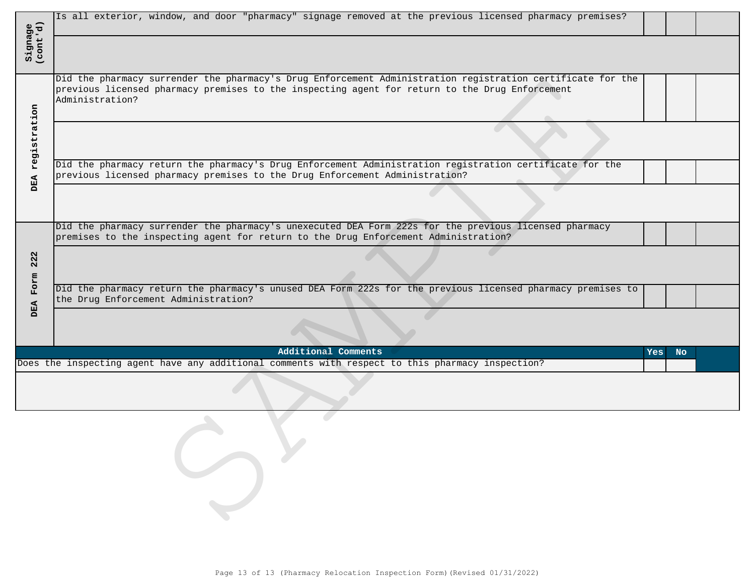| | | | | |
|---|---|---|---|---|
| Signage (cont'd) | Is all exterior, window, and door "pharmacy" signage removed at the previous licensed pharmacy premises? | | | |
| | | | | |
| DEA registration | Did the pharmacy surrender the pharmacy's Drug Enforcement Administration registration certificate for the previous licensed pharmacy premises to the inspecting agent for return to the Drug Enforcement Administration? | | | |
| | | | | |
| | Did the pharmacy return the pharmacy's Drug Enforcement Administration registration certificate for the previous licensed pharmacy premises to the Drug Enforcement Administration? | | | |
| | | | | |
| DEA Form 222 | Did the pharmacy surrender the pharmacy's unexecuted DEA Form 222s for the previous licensed pharmacy premises to the inspecting agent for return to the Drug Enforcement Administration? | | | |
| | | | | |
| | Did the pharmacy return the pharmacy's unused DEA Form 222s for the previous licensed pharmacy premises to the Drug Enforcement Administration? | | | |
| | | | | |

| Additional Comments | Yes | No |
|---|---|---|
| Does the inspecting agent have any additional comments with respect to this pharmacy inspection? | | |
| | | |

SAMPLE